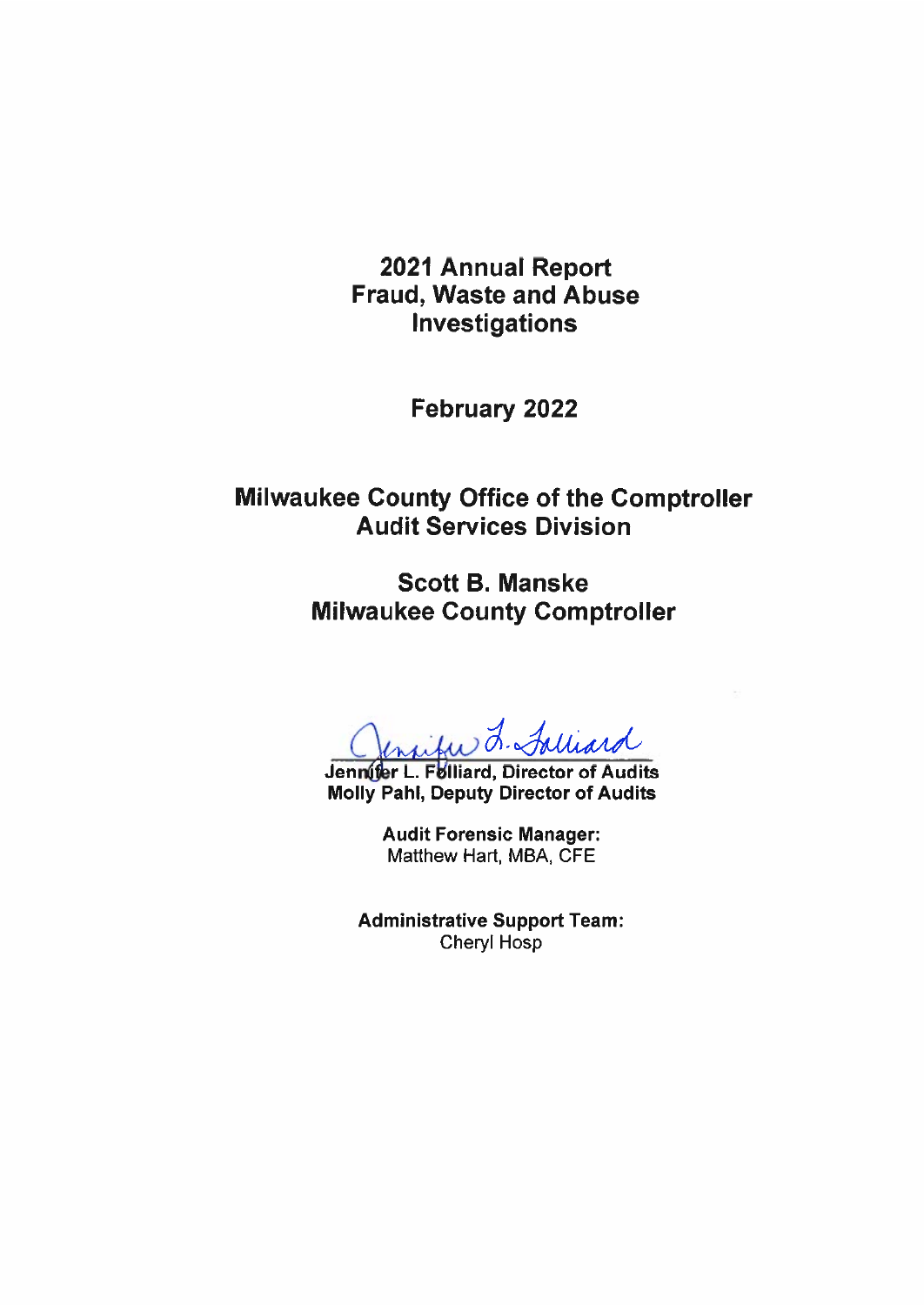# 2021 Annual Report
# Fraud, Waste and Abuse Investigations

**February 2022**

**Milwaukee County Office of the Comptroller**
**Audit Services Division**

**Scott B. Manske**
**Milwaukee County Comptroller**

**Jennifer L. Folliard, Director of Audits**
**Molly Pahl, Deputy Director of Audits**

**Audit Forensic Manager:**
Matthew Hart, MBA, CFE

**Administrative Support Team:**
Cheryl Hosp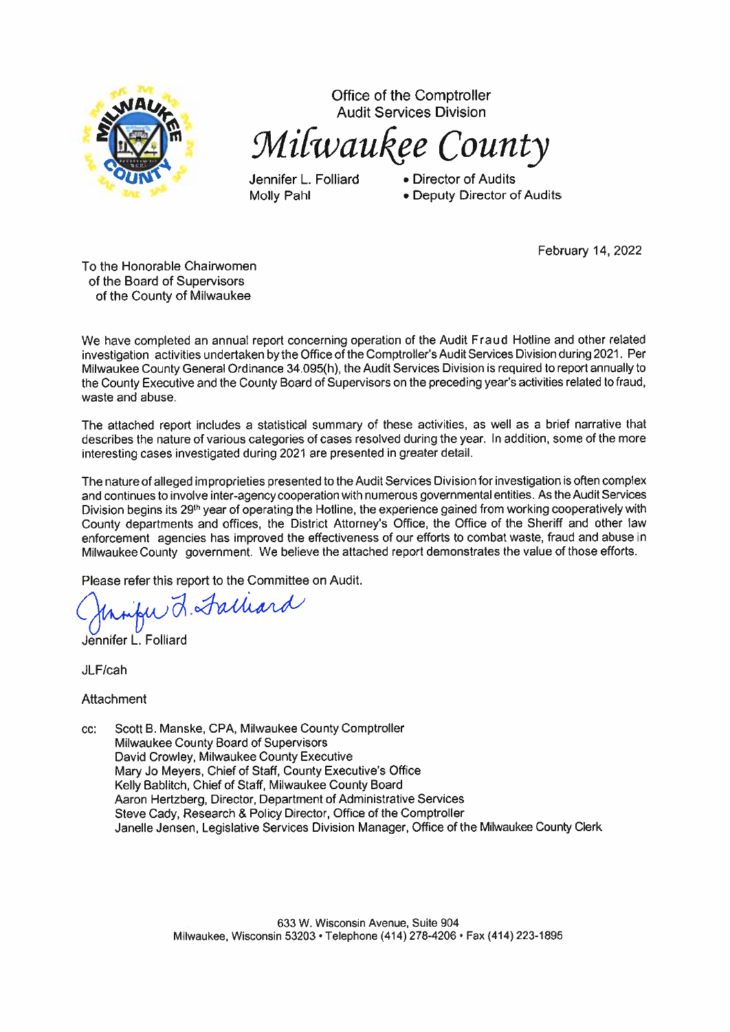Office of the Comptroller
Audit Services Division

# *Milwaukee County*

Jennifer L. Folliard • Director of Audits
Molly Pahl • Deputy Director of Audits

February 14, 2022

To the Honorable Chairwomen
of the Board of Supervisors
of the County of Milwaukee

We have completed an annual report concerning operation of the Audit Fraud Hotline and other related investigation activities undertaken by the Office of the Comptroller's Audit Services Division during 2021. Per Milwaukee County General Ordinance 34.095(h), the Audit Services Division is required to report annually to the County Executive and the County Board of Supervisors on the preceding year's activities related to fraud, waste and abuse.

The attached report includes a statistical summary of these activities, as well as a brief narrative that describes the nature of various categories of cases resolved during the year. In addition, some of the more interesting cases investigated during 2021 are presented in greater detail.

The nature of alleged improprieties presented to the Audit Services Division for investigation is often complex and continues to involve inter-agency cooperation with numerous governmental entities. As the Audit Services Division begins its 29th year of operating the Hotline, the experience gained from working cooperatively with County departments and offices, the District Attorney's Office, the Office of the Sheriff and other law enforcement agencies has improved the effectiveness of our efforts to combat waste, fraud and abuse in Milwaukee County government. We believe the attached report demonstrates the value of those efforts.

Please refer this report to the Committee on Audit.

Jennifer L. Folliard

JLF/cah

Attachment

cc: Scott B. Manske, CPA, Milwaukee County Comptroller
Milwaukee County Board of Supervisors
David Crowley, Milwaukee County Executive
Mary Jo Meyers, Chief of Staff, County Executive's Office
Kelly Bablitch, Chief of Staff, Milwaukee County Board
Aaron Hertzberg, Director, Department of Administrative Services
Steve Cady, Research & Policy Director, Office of the Comptroller
Janelle Jensen, Legislative Services Division Manager, Office of the Milwaukee County Clerk

633 W. Wisconsin Avenue, Suite 904
Milwaukee, Wisconsin 53203 • Telephone (414) 278-4206 • Fax (414) 223-1895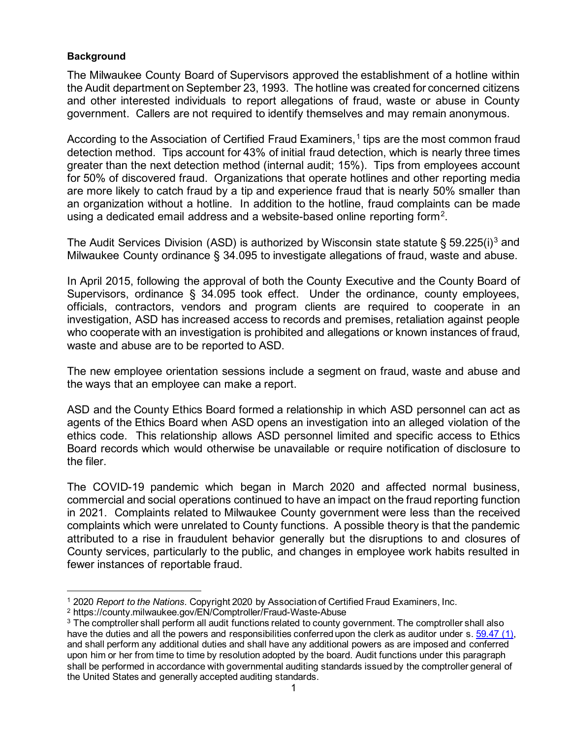**Background**

The Milwaukee County Board of Supervisors approved the establishment of a hotline within the Audit department on September 23, 1993. The hotline was created for concerned citizens and other interested individuals to report allegations of fraud, waste or abuse in County government. Callers are not required to identify themselves and may remain anonymous.

According to the Association of Certified Fraud Examiners,[1] tips are the most common fraud detection method. Tips account for 43% of initial fraud detection, which is nearly three times greater than the next detection method (internal audit; 15%). Tips from employees account for 50% of discovered fraud. Organizations that operate hotlines and other reporting media are more likely to catch fraud by a tip and experience fraud that is nearly 50% smaller than an organization without a hotline. In addition to the hotline, fraud complaints can be made using a dedicated email address and a website-based online reporting form[2].

The Audit Services Division (ASD) is authorized by Wisconsin state statute § 59.225(i)[3] and Milwaukee County ordinance § 34.095 to investigate allegations of fraud, waste and abuse.

In April 2015, following the approval of both the County Executive and the County Board of Supervisors, ordinance § 34.095 took effect. Under the ordinance, county employees, officials, contractors, vendors and program clients are required to cooperate in an investigation, ASD has increased access to records and premises, retaliation against people who cooperate with an investigation is prohibited and allegations or known instances of fraud, waste and abuse are to be reported to ASD.

The new employee orientation sessions include a segment on fraud, waste and abuse and the ways that an employee can make a report.

ASD and the County Ethics Board formed a relationship in which ASD personnel can act as agents of the Ethics Board when ASD opens an investigation into an alleged violation of the ethics code. This relationship allows ASD personnel limited and specific access to Ethics Board records which would otherwise be unavailable or require notification of disclosure to the filer.

The COVID-19 pandemic which began in March 2020 and affected normal business, commercial and social operations continued to have an impact on the fraud reporting function in 2021. Complaints related to Milwaukee County government were less than the received complaints which were unrelated to County functions. A possible theory is that the pandemic attributed to a rise in fraudulent behavior generally but the disruptions to and closures of County services, particularly to the public, and changes in employee work habits resulted in fewer instances of reportable fraud.

---

[1] 2020 *Report to the Nations.* Copyright 2020 by Association of Certified Fraud Examiners, Inc.

[2] https://county.milwaukee.gov/EN/Comptroller/Fraud-Waste-Abuse

[3] The comptroller shall perform all audit functions related to county government. The comptroller shall also have the duties and all the powers and responsibilities conferred upon the clerk as auditor under s. 59.47 (1), and shall perform any additional duties and shall have any additional powers as are imposed and conferred upon him or her from time to time by resolution adopted by the board. Audit functions under this paragraph shall be performed in accordance with governmental auditing standards issued by the comptroller general of the United States and generally accepted auditing standards.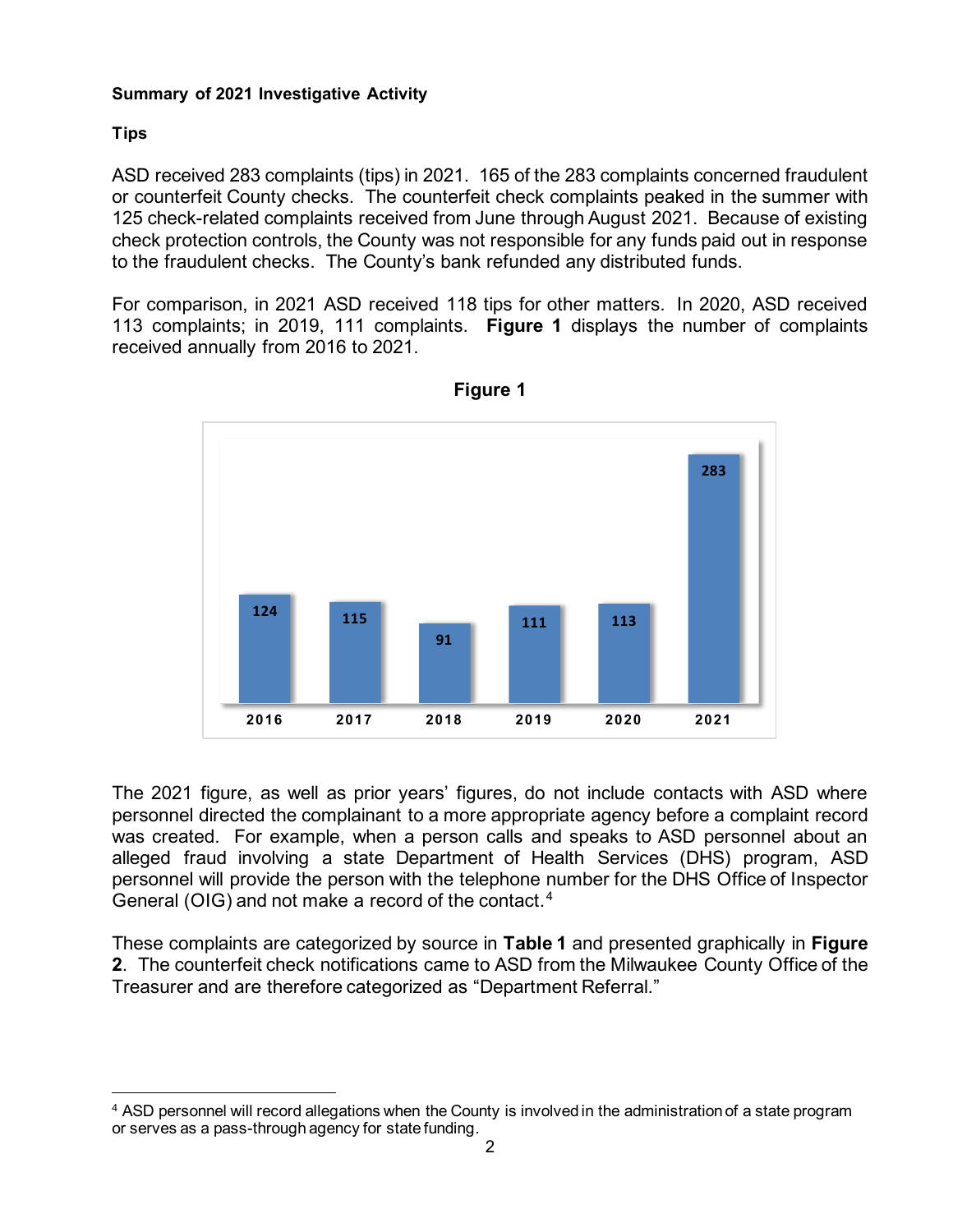**Summary of 2021 Investigative Activity**

**Tips**

ASD received 283 complaints (tips) in 2021. 165 of the 283 complaints concerned fraudulent or counterfeit County checks. The counterfeit check complaints peaked in the summer with 125 check-related complaints received from June through August 2021. Because of existing check protection controls, the County was not responsible for any funds paid out in response to the fraudulent checks. The County's bank refunded any distributed funds.

For comparison, in 2021 ASD received 118 tips for other matters. In 2020, ASD received 113 complaints; in 2019, 111 complaints. **Figure 1** displays the number of complaints received annually from 2016 to 2021.

**Figure 1**

| 2016 | 2017 | 2018 | 2019 | 2020 | 2021 |
|---|---|---|---|---|---|
| 124 | 115 | 91 | 111 | 113 | 283 |

The 2021 figure, as well as prior years' figures, do not include contacts with ASD where personnel directed the complainant to a more appropriate agency before a complaint record was created. For example, when a person calls and speaks to ASD personnel about an alleged fraud involving a state Department of Health Services (DHS) program, ASD personnel will provide the person with the telephone number for the DHS Office of Inspector General (OIG) and not make a record of the contact.[4]

These complaints are categorized by source in **Table 1** and presented graphically in **Figure 2**. The counterfeit check notifications came to ASD from the Milwaukee County Office of the Treasurer and are therefore categorized as "Department Referral."

[4] ASD personnel will record allegations when the County is involved in the administration of a state program or serves as a pass-through agency for state funding.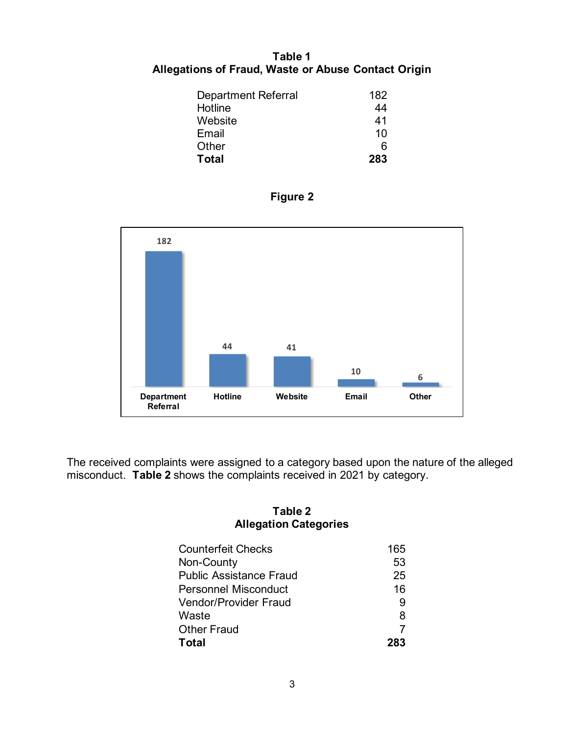**Table 1**
**Allegations of Fraud, Waste or Abuse Contact Origin**

| | |
|---|---:|
| Department Referral | 182 |
| Hotline | 44 |
| Website | 41 |
| Email | 10 |
| Other | 6 |
| **Total** | **283** |

**Figure 2**

| Department Referral | Hotline | Website | Email | Other |
|---|---|---|---|---|
| 182 | 44 | 41 | 10 | 6 |

The received complaints were assigned to a category based upon the nature of the alleged misconduct. **Table 2** shows the complaints received in 2021 by category.

**Table 2**
**Allegation Categories**

| | |
|---|---:|
| Counterfeit Checks | 165 |
| Non-County | 53 |
| Public Assistance Fraud | 25 |
| Personnel Misconduct | 16 |
| Vendor/Provider Fraud | 9 |
| Waste | 8 |
| Other Fraud | 7 |
| **Total** | **283** |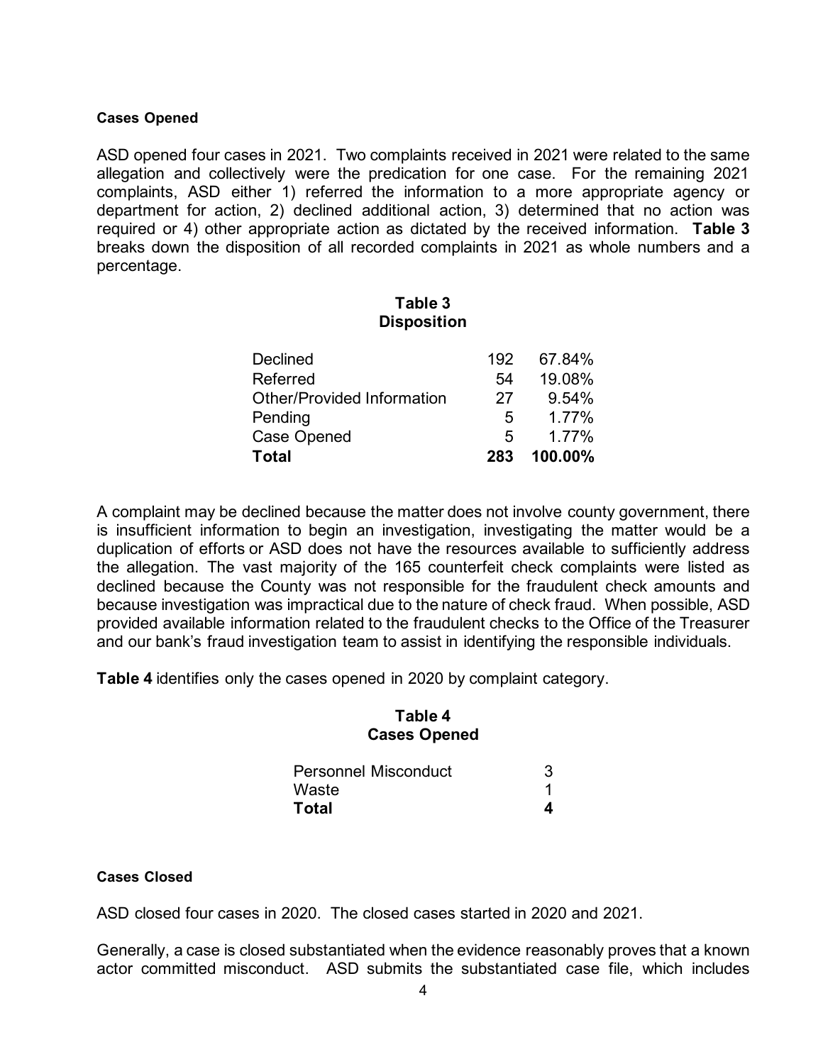#### Cases Opened

ASD opened four cases in 2021. Two complaints received in 2021 were related to the same allegation and collectively were the predication for one case. For the remaining 2021 complaints, ASD either 1) referred the information to a more appropriate agency or department for action, 2) declined additional action, 3) determined that no action was required or 4) other appropriate action as dictated by the received information. **Table 3** breaks down the disposition of all recorded complaints in 2021 as whole numbers and a percentage.

**Table 3**
**Disposition**

| | | |
|---|---|---|
| Declined | 192 | 67.84% |
| Referred | 54 | 19.08% |
| Other/Provided Information | 27 | 9.54% |
| Pending | 5 | 1.77% |
| Case Opened | 5 | 1.77% |
| **Total** | **283** | **100.00%** |

A complaint may be declined because the matter does not involve county government, there is insufficient information to begin an investigation, investigating the matter would be a duplication of efforts or ASD does not have the resources available to sufficiently address the allegation. The vast majority of the 165 counterfeit check complaints were listed as declined because the County was not responsible for the fraudulent check amounts and because investigation was impractical due to the nature of check fraud. When possible, ASD provided available information related to the fraudulent checks to the Office of the Treasurer and our bank's fraud investigation team to assist in identifying the responsible individuals.

**Table 4** identifies only the cases opened in 2020 by complaint category.

**Table 4**
**Cases Opened**

| | |
|---|---|
| Personnel Misconduct | 3 |
| Waste | 1 |
| **Total** | **4** |

#### Cases Closed

ASD closed four cases in 2020. The closed cases started in 2020 and 2021.

Generally, a case is closed substantiated when the evidence reasonably proves that a known actor committed misconduct. ASD submits the substantiated case file, which includes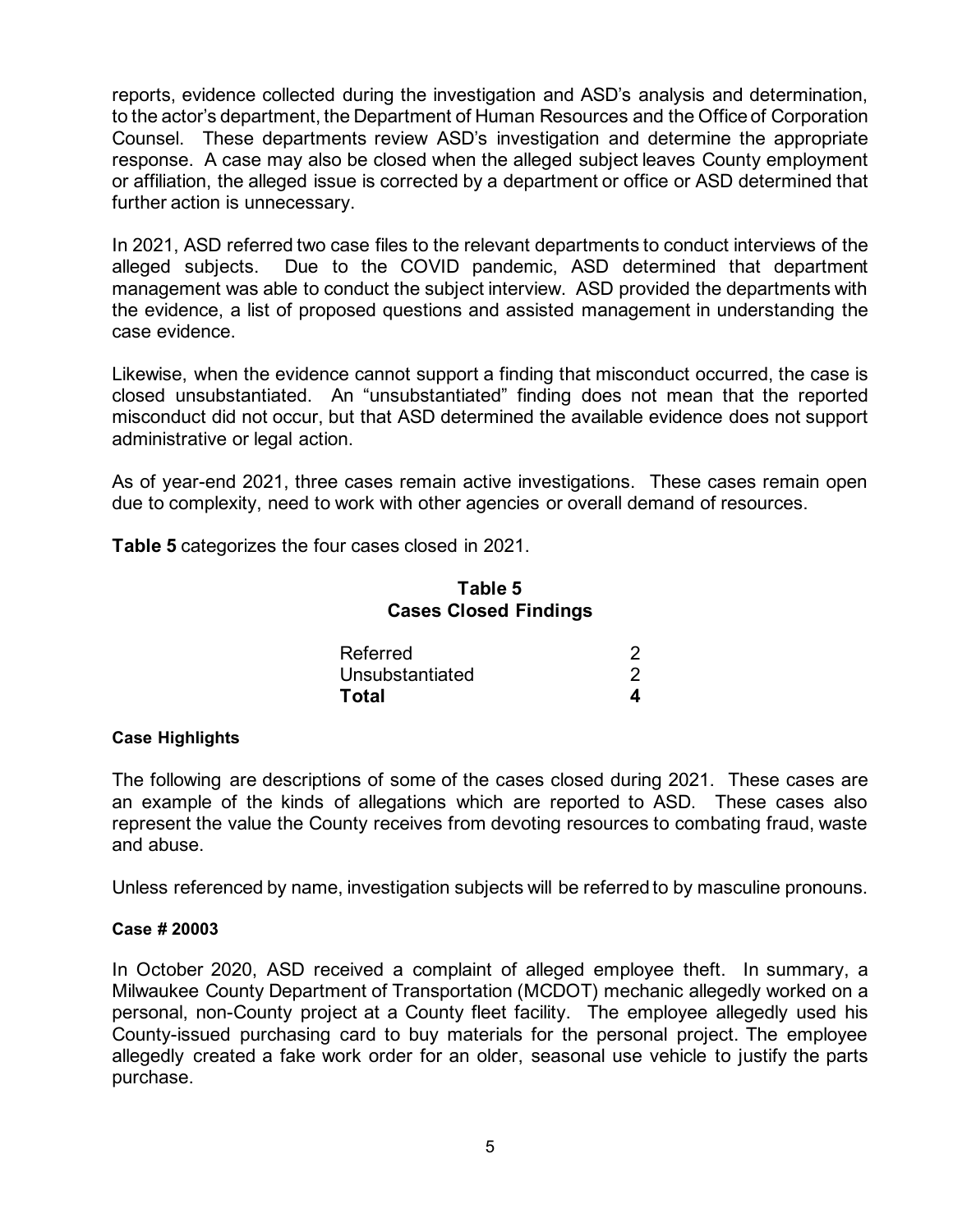reports, evidence collected during the investigation and ASD's analysis and determination, to the actor's department, the Department of Human Resources and the Office of Corporation Counsel. These departments review ASD's investigation and determine the appropriate response. A case may also be closed when the alleged subject leaves County employment or affiliation, the alleged issue is corrected by a department or office or ASD determined that further action is unnecessary.

In 2021, ASD referred two case files to the relevant departments to conduct interviews of the alleged subjects. Due to the COVID pandemic, ASD determined that department management was able to conduct the subject interview. ASD provided the departments with the evidence, a list of proposed questions and assisted management in understanding the case evidence.

Likewise, when the evidence cannot support a finding that misconduct occurred, the case is closed unsubstantiated. An "unsubstantiated" finding does not mean that the reported misconduct did not occur, but that ASD determined the available evidence does not support administrative or legal action.

As of year-end 2021, three cases remain active investigations. These cases remain open due to complexity, need to work with other agencies or overall demand of resources.

**Table 5** categorizes the four cases closed in 2021.

**Table 5**
**Cases Closed Findings**

| Finding | Count |
| --- | --- |
| Referred | 2 |
| Unsubstantiated | 2 |
| **Total** | **4** |

#### Case Highlights

The following are descriptions of some of the cases closed during 2021. These cases are an example of the kinds of allegations which are reported to ASD. These cases also represent the value the County receives from devoting resources to combating fraud, waste and abuse.

Unless referenced by name, investigation subjects will be referred to by masculine pronouns.

#### Case # 20003

In October 2020, ASD received a complaint of alleged employee theft. In summary, a Milwaukee County Department of Transportation (MCDOT) mechanic allegedly worked on a personal, non-County project at a County fleet facility. The employee allegedly used his County-issued purchasing card to buy materials for the personal project. The employee allegedly created a fake work order for an older, seasonal use vehicle to justify the parts purchase.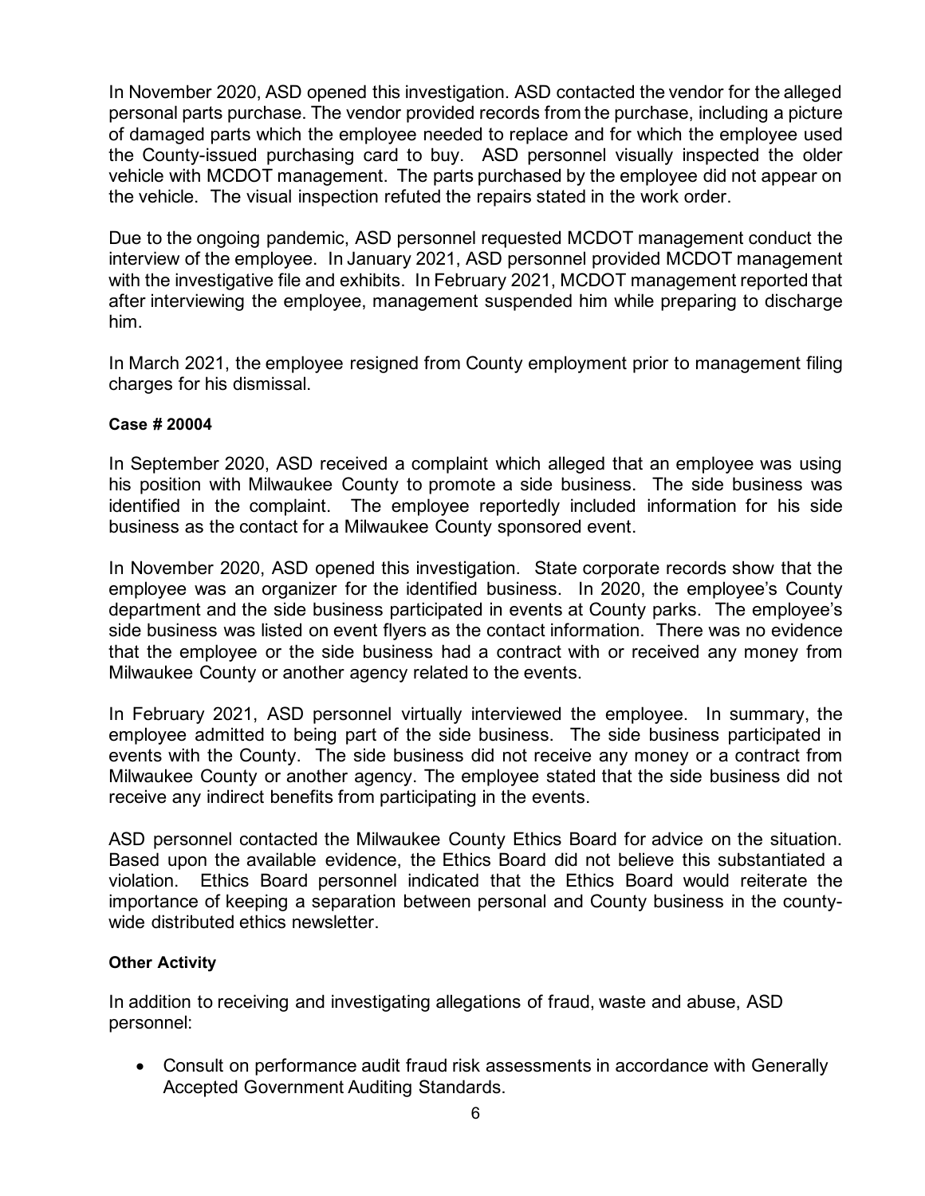In November 2020, ASD opened this investigation. ASD contacted the vendor for the alleged personal parts purchase. The vendor provided records from the purchase, including a picture of damaged parts which the employee needed to replace and for which the employee used the County-issued purchasing card to buy. ASD personnel visually inspected the older vehicle with MCDOT management. The parts purchased by the employee did not appear on the vehicle. The visual inspection refuted the repairs stated in the work order.

Due to the ongoing pandemic, ASD personnel requested MCDOT management conduct the interview of the employee. In January 2021, ASD personnel provided MCDOT management with the investigative file and exhibits. In February 2021, MCDOT management reported that after interviewing the employee, management suspended him while preparing to discharge him.

In March 2021, the employee resigned from County employment prior to management filing charges for his dismissal.

#### Case # 20004

In September 2020, ASD received a complaint which alleged that an employee was using his position with Milwaukee County to promote a side business. The side business was identified in the complaint. The employee reportedly included information for his side business as the contact for a Milwaukee County sponsored event.

In November 2020, ASD opened this investigation. State corporate records show that the employee was an organizer for the identified business. In 2020, the employee's County department and the side business participated in events at County parks. The employee's side business was listed on event flyers as the contact information. There was no evidence that the employee or the side business had a contract with or received any money from Milwaukee County or another agency related to the events.

In February 2021, ASD personnel virtually interviewed the employee. In summary, the employee admitted to being part of the side business. The side business participated in events with the County. The side business did not receive any money or a contract from Milwaukee County or another agency. The employee stated that the side business did not receive any indirect benefits from participating in the events.

ASD personnel contacted the Milwaukee County Ethics Board for advice on the situation. Based upon the available evidence, the Ethics Board did not believe this substantiated a violation. Ethics Board personnel indicated that the Ethics Board would reiterate the importance of keeping a separation between personal and County business in the county-wide distributed ethics newsletter.

#### Other Activity

In addition to receiving and investigating allegations of fraud, waste and abuse, ASD personnel:

- Consult on performance audit fraud risk assessments in accordance with Generally Accepted Government Auditing Standards.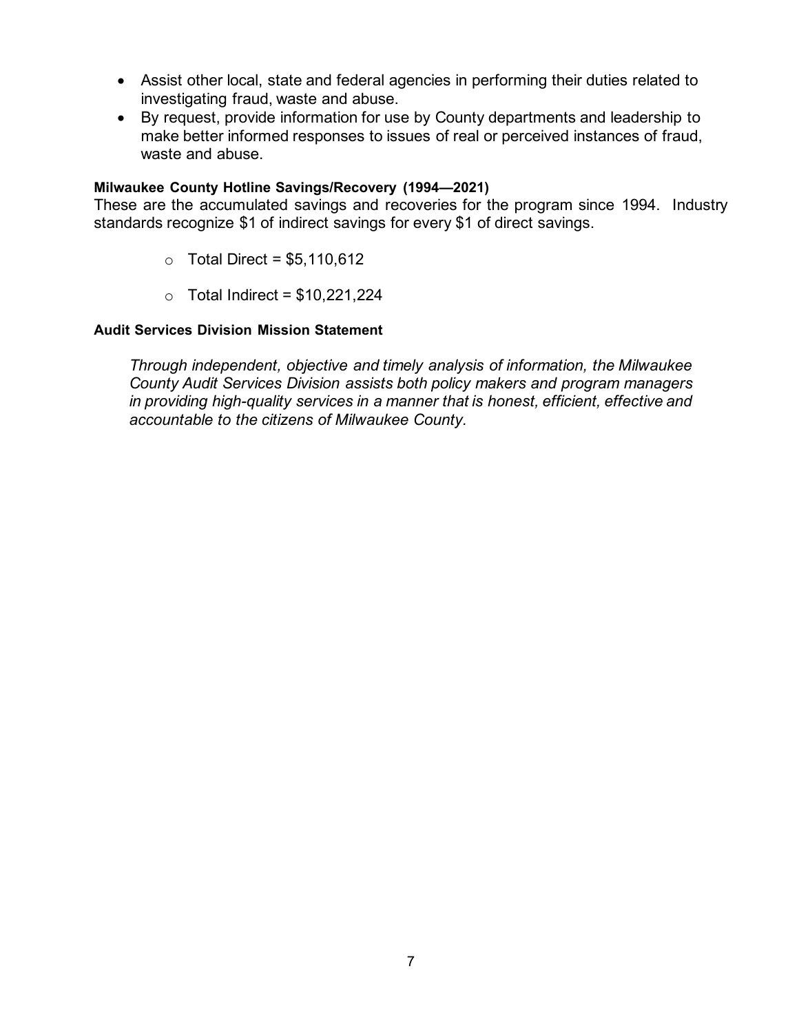- Assist other local, state and federal agencies in performing their duties related to investigating fraud, waste and abuse.
- By request, provide information for use by County departments and leadership to make better informed responses to issues of real or perceived instances of fraud, waste and abuse.

**Milwaukee County Hotline Savings/Recovery (1994—2021)**

These are the accumulated savings and recoveries for the program since 1994. Industry standards recognize $1 of indirect savings for every $1 of direct savings.

- Total Direct = $5,110,612
- Total Indirect = $10,221,224

**Audit Services Division Mission Statement**

*Through independent, objective and timely analysis of information, the Milwaukee County Audit Services Division assists both policy makers and program managers in providing high-quality services in a manner that is honest, efficient, effective and accountable to the citizens of Milwaukee County.*